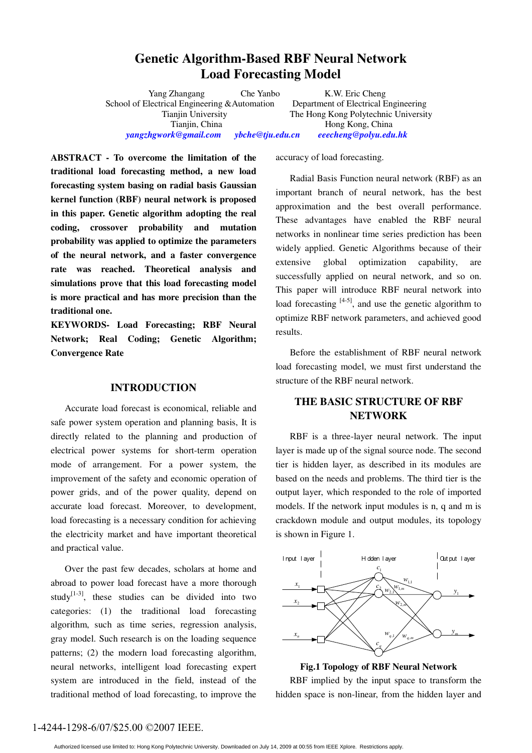# Genetic Algorithm-Based RBF Neural Network Load Forecasting Model

Yang Zhangang  Che Yanbo
School of Electrical Engineering &Automation
Tianjin University
Tianjin, China
*yangzhgwork@gmail.com*  *ybche@tju.edu.cn*

K.W. Eric Cheng
Department of Electrical Engineering
The Hong Kong Polytechnic University
Hong Kong, China
*eeecheng@polyu.edu.hk*

**ABSTRACT - To overcome the limitation of the traditional load forecasting method, a new load forecasting system basing on radial basis Gaussian kernel function (RBF) neural network is proposed in this paper. Genetic algorithm adopting the real coding, crossover probability and mutation probability was applied to optimize the parameters of the neural network, and a faster convergence rate was reached. Theoretical analysis and simulations prove that this load forecasting model is more practical and has more precision than the traditional one.**

**KEYWORDS- Load Forecasting; RBF Neural Network; Real Coding; Genetic Algorithm; Convergence Rate**

## INTRODUCTION

Accurate load forecast is economical, reliable and safe power system operation and planning basis, It is directly related to the planning and production of electrical power systems for short-term operation mode of arrangement. For a power system, the improvement of the safety and economic operation of power grids, and of the power quality, depend on accurate load forecast. Moreover, to development, load forecasting is a necessary condition for achieving the electricity market and have important theoretical and practical value.

Over the past few decades, scholars at home and abroad to power load forecast have a more thorough study[1-3], these studies can be divided into two categories: (1) the traditional load forecasting algorithm, such as time series, regression analysis, gray model. Such research is on the loading sequence patterns; (2) the modern load forecasting algorithm, neural networks, intelligent load forecasting expert system are introduced in the field, instead of the traditional method of load forecasting, to improve the accuracy of load forecasting.

Radial Basis Function neural network (RBF) as an important branch of neural network, has the best approximation and the best overall performance. These advantages have enabled the RBF neural networks in nonlinear time series prediction has been widely applied. Genetic Algorithms because of their extensive global optimization capability, are successfully applied on neural network, and so on. This paper will introduce RBF neural network into load forecasting [4-5], and use the genetic algorithm to optimize RBF network parameters, and achieved good results.

Before the establishment of RBF neural network load forecasting model, we must first understand the structure of the RBF neural network.

## THE BASIC STRUCTURE OF RBF NETWORK

RBF is a three-layer neural network. The input layer is made up of the signal source node. The second tier is hidden layer, as described in its modules are based on the needs and problems. The third tier is the output layer, which responded to the role of imported models. If the network input modules is n, q and m is crackdown module and output modules, its topology is shown in Figure 1.

**Fig.1 Topology of RBF Neural Network**

RBF implied by the input space to transform the hidden space is non-linear, from the hidden layer and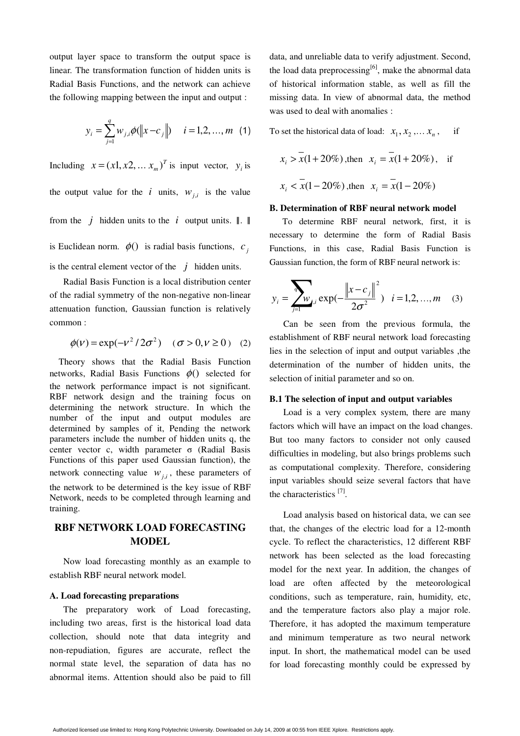output layer space to transform the output space is linear. The transformation function of hidden units is Radial Basis Functions, and the network can achieve the following mapping between the input and output :

$$y_i = \sum_{j=1}^{q} w_{j,i}\phi(\|x - c_j\|) \quad i = 1,2,\ldots,m \quad (1)$$

Including $x = (x1, x2, \ldots x_m)^T$ is input vector, $y_i$ is the output value for the $i$ units, $w_{j,i}$ is the value from the $j$ hidden units to the $i$ output units. $\|.\|$ is Euclidean norm. $\phi()$ is radial basis functions, $c_j$ is the central element vector of the $j$ hidden units.

Radial Basis Function is a local distribution center of the radial symmetry of the non-negative non-linear attenuation function, Gaussian function is relatively common :

$$\phi(v) = \exp(-v^2 / 2\sigma^2) \quad (\sigma > 0, v \geq 0) \quad (2)$$

Theory shows that the Radial Basis Function networks, Radial Basis Functions $\phi()$ selected for the network performance impact is not significant. RBF network design and the training focus on determining the network structure. In which the number of the input and output modules are determined by samples of it, Pending the network parameters include the number of hidden units q, the center vector c, width parameter σ (Radial Basis Functions of this paper used Gaussian function), the network connecting value $w_{j,i}$, these parameters of the network to be determined is the key issue of RBF Network, needs to be completed through learning and training.

## RBF NETWORK LOAD FORECASTING MODEL

Now load forecasting monthly as an example to establish RBF neural network model.

### A. Load forecasting preparations

The preparatory work of Load forecasting, including two areas, first is the historical load data collection, should note that data integrity and non-repudiation, figures are accurate, reflect the normal state level, the separation of data has no abnormal items. Attention should also be paid to fill data, and unreliable data to verify adjustment. Second, the load data preprocessing[6], make the abnormal data of historical information stable, as well as fill the missing data. In view of abnormal data, the method was used to deal with anomalies :

To set the historical data of load: $x_1, x_2, \ldots x_n$, if

$x_i > \bar{x}(1+20\%)$ ,then $x_i = \bar{x}(1+20\%)$, if

$x_i < \bar{x}(1-20\%)$ ,then $x_i = \bar{x}(1-20\%)$

### B. Determination of RBF neural network model

To determine RBF neural network, first, it is necessary to determine the form of Radial Basis Functions, in this case, Radial Basis Function is Gaussian function, the form of RBF neural network is:

$$y_i = \sum_{j=1}^{q} w_{j,i} \exp\left(-\frac{\|x - c_j\|^2}{2\sigma^2}\right) \quad i = 1,2,\ldots,m \quad (3)$$

Can be seen from the previous formula, the establishment of RBF neural network load forecasting lies in the selection of input and output variables ,the determination of the number of hidden units, the selection of initial parameter and so on.

#### B.1 The selection of input and output variables

Load is a very complex system, there are many factors which will have an impact on the load changes. But too many factors to consider not only caused difficulties in modeling, but also brings problems such as computational complexity. Therefore, considering input variables should seize several factors that have the characteristics [7].

Load analysis based on historical data, we can see that, the changes of the electric load for a 12-month cycle. To reflect the characteristics, 12 different RBF network has been selected as the load forecasting model for the next year. In addition, the changes of load are often affected by the meteorological conditions, such as temperature, rain, humidity, etc, and the temperature factors also play a major role. Therefore, it has adopted the maximum temperature and minimum temperature as two neural network input. In short, the mathematical model can be used for load forecasting monthly could be expressed by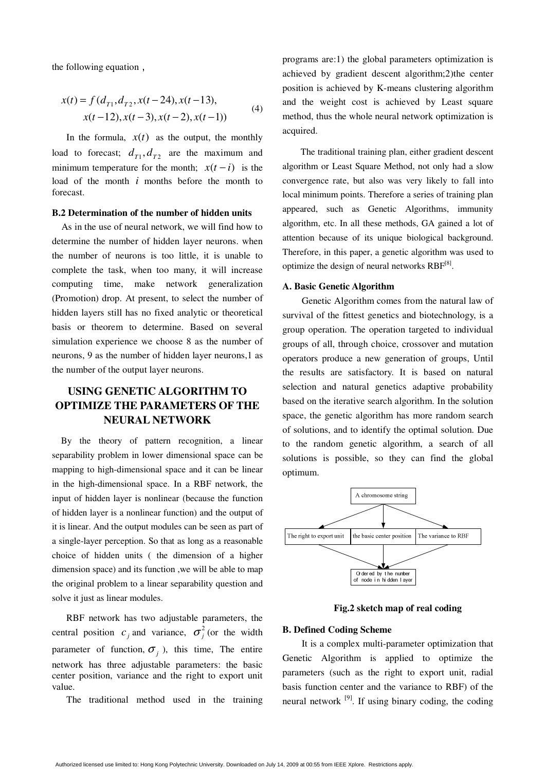the following equation ,

$$x(t) = f(d_{T1}, d_{T2}, x(t-24), x(t-13), \\ x(t-12), x(t-3), x(t-2), x(t-1)) \tag{4}$$

In the formula, $x(t)$ as the output, the monthly load to forecast; $d_{T1}, d_{T2}$ are the maximum and minimum temperature for the month; $x(t-i)$ is the load of the month $i$ months before the month to forecast.

### B.2 Determination of the number of hidden units

As in the use of neural network, we will find how to determine the number of hidden layer neurons. when the number of neurons is too little, it is unable to complete the task, when too many, it will increase computing time, make network generalization (Promotion) drop. At present, to select the number of hidden layers still has no fixed analytic or theoretical basis or theorem to determine. Based on several simulation experience we choose 8 as the number of neurons, 9 as the number of hidden layer neurons,1 as the number of the output layer neurons.

## USING GENETIC ALGORITHM TO OPTIMIZE THE PARAMETERS OF THE NEURAL NETWORK

By the theory of pattern recognition, a linear separability problem in lower dimensional space can be mapping to high-dimensional space and it can be linear in the high-dimensional space. In a RBF network, the input of hidden layer is nonlinear (because the function of hidden layer is a nonlinear function) and the output of it is linear. And the output modules can be seen as part of a single-layer perception. So that as long as a reasonable choice of hidden units ( the dimension of a higher dimension space) and its function ,we will be able to map the original problem to a linear separability question and solve it just as linear modules.

RBF network has two adjustable parameters, the central position $c_j$ and variance, $\sigma_j^2$ (or the width parameter of function, $\sigma_j$ ), this time, The entire network has three adjustable parameters: the basic center position, variance and the right to export unit value.

The traditional method used in the training programs are:1) the global parameters optimization is achieved by gradient descent algorithm;2)the center position is achieved by K-means clustering algorithm and the weight cost is achieved by Least square method, thus the whole neural network optimization is acquired.

The traditional training plan, either gradient descent algorithm or Least Square Method, not only had a slow convergence rate, but also was very likely to fall into local minimum points. Therefore a series of training plan appeared, such as Genetic Algorithms, immunity algorithm, etc. In all these methods, GA gained a lot of attention because of its unique biological background. Therefore, in this paper, a genetic algorithm was used to optimize the design of neural networks RBF[8].

### A. Basic Genetic Algorithm

Genetic Algorithm comes from the natural law of survival of the fittest genetics and biotechnology, is a group operation. The operation targeted to individual groups of all, through choice, crossover and mutation operators produce a new generation of groups, Until the results are satisfactory. It is based on natural selection and natural genetics adaptive probability based on the iterative search algorithm. In the solution space, the genetic algorithm has more random search of solutions, and to identify the optimal solution. Due to the random genetic algorithm, a search of all solutions is possible, so they can find the global optimum.

**Fig.2 sketch map of real coding**

### B. Defined Coding Scheme

It is a complex multi-parameter optimization that Genetic Algorithm is applied to optimize the parameters (such as the right to export unit, radial basis function center and the variance to RBF) of the neural network [9]. If using binary coding, the coding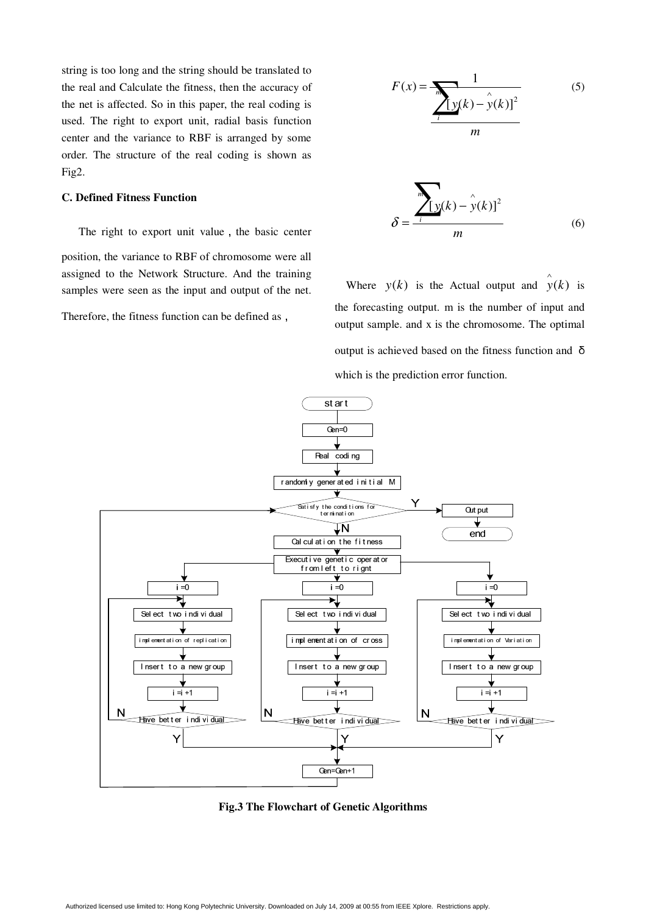string is too long and the string should be translated to the real and Calculate the fitness, then the accuracy of the net is affected. So in this paper, the real coding is used. The right to export unit, radial basis function center and the variance to RBF is arranged by some order. The structure of the real coding is shown as Fig2.

**C. Defined Fitness Function**

The right to export unit value , the basic center position, the variance to RBF of chromosome were all assigned to the Network Structure. And the training samples were seen as the input and output of the net. Therefore, the fitness function can be defined as ,

$$F(x) = \frac{1}{\frac{\sum_{i}^{m}[y(k) - \hat{y}(k)]^2}{m}} \qquad (5)$$

$$\delta = \frac{\sum_{i}^{m}[y(k) - \hat{y}(k)]^2}{m} \qquad (6)$$

Where $y(k)$ is the Actual output and $\hat{y}(k)$ is the forecasting output. m is the number of input and output sample. and x is the chromosome. The optimal output is achieved based on the fitness function and δ which is the prediction error function.

**Fig.3 The Flowchart of Genetic Algorithms**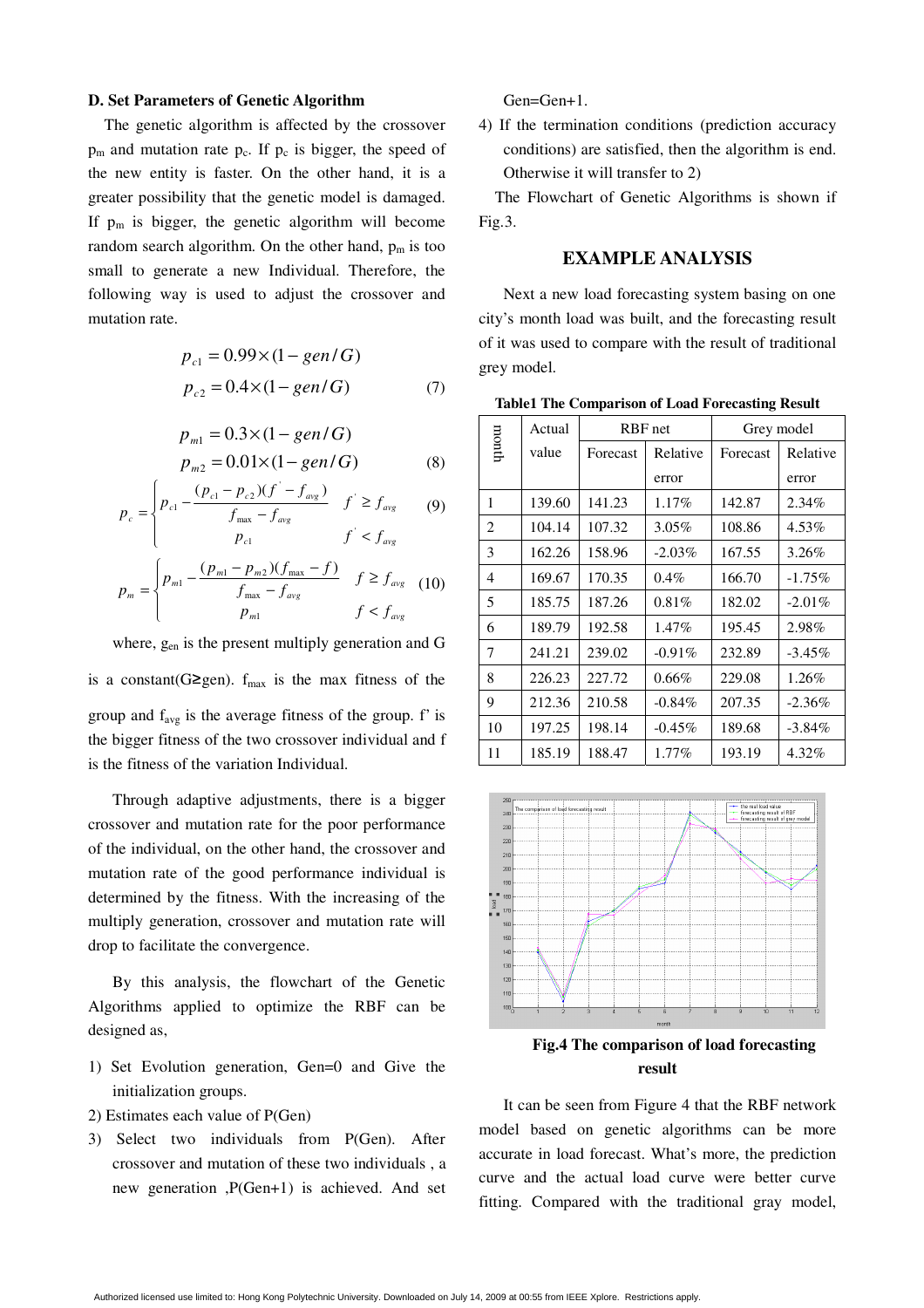### D. Set Parameters of Genetic Algorithm

The genetic algorithm is affected by the crossover $p_m$ and mutation rate $p_c$. If $p_c$ is bigger, the speed of the new entity is faster. On the other hand, it is a greater possibility that the genetic model is damaged. If $p_m$ is bigger, the genetic algorithm will become random search algorithm. On the other hand, $p_m$ is too small to generate a new Individual. Therefore, the following way is used to adjust the crossover and mutation rate.

$$p_{c1} = 0.99 \times (1 - gen/G)$$
$$p_{c2} = 0.4 \times (1 - gen/G) \tag{7}$$

$$p_{m1} = 0.3 \times (1 - gen/G)$$
$$p_{m2} = 0.01 \times (1 - gen/G) \tag{8}$$

$$p_c = \begin{cases} p_{c1} - \dfrac{(p_{c1} - p_{c2})(f' - f_{avg})}{f_{\max} - f_{avg}} & f' \geq f_{avg} \\ p_{c1} & f' < f_{avg} \end{cases} \tag{9}$$

$$p_m = \begin{cases} p_{m1} - \dfrac{(p_{m1} - p_{m2})(f_{\max} - f)}{f_{\max} - f_{avg}} & f \geq f_{avg} \\ p_{m1} & f < f_{avg} \end{cases} \tag{10}$$

where, $g_{en}$ is the present multiply generation and G is a constant(G≥gen). $f_{max}$ is the max fitness of the group and $f_{avg}$ is the average fitness of the group. f' is the bigger fitness of the two crossover individual and f is the fitness of the variation Individual.

Through adaptive adjustments, there is a bigger crossover and mutation rate for the poor performance of the individual, on the other hand, the crossover and mutation rate of the good performance individual is determined by the fitness. With the increasing of the multiply generation, crossover and mutation rate will drop to facilitate the convergence.

By this analysis, the flowchart of the Genetic Algorithms applied to optimize the RBF can be designed as,

1) Set Evolution generation, Gen=0 and Give the initialization groups.
2) Estimates each value of P(Gen)
3) Select two individuals from P(Gen). After crossover and mutation of these two individuals , a new generation ,P(Gen+1) is achieved. And set Gen=Gen+1.
4) If the termination conditions (prediction accuracy conditions) are satisfied, then the algorithm is end. Otherwise it will transfer to 2)

The Flowchart of Genetic Algorithms is shown if Fig.3.

## EXAMPLE ANALYSIS

Next a new load forecasting system basing on one city's month load was built, and the forecasting result of it was used to compare with the result of traditional grey model.

**Table1 The Comparison of Load Forecasting Result**

| month | Actual value | RBF net | | Grey model | |
|---|---|---|---|---|---|
| | | Forecast | Relative error | Forecast | Relative error |
| 1 | 139.60 | 141.23 | 1.17% | 142.87 | 2.34% |
| 2 | 104.14 | 107.32 | 3.05% | 108.86 | 4.53% |
| 3 | 162.26 | 158.96 | -2.03% | 167.55 | 3.26% |
| 4 | 169.67 | 170.35 | 0.4% | 166.70 | -1.75% |
| 5 | 185.75 | 187.26 | 0.81% | 182.02 | -2.01% |
| 6 | 189.79 | 192.58 | 1.47% | 195.45 | 2.98% |
| 7 | 241.21 | 239.02 | -0.91% | 232.89 | -3.45% |
| 8 | 226.23 | 227.72 | 0.66% | 229.08 | 1.26% |
| 9 | 212.36 | 210.58 | -0.84% | 207.35 | -2.36% |
| 10 | 197.25 | 198.14 | -0.45% | 189.68 | -3.84% |
| 11 | 185.19 | 188.47 | 1.77% | 193.19 | 4.32% |

**Fig.4 The comparison of load forecasting result**

It can be seen from Figure 4 that the RBF network model based on genetic algorithms can be more accurate in load forecast. What's more, the prediction curve and the actual load curve were better curve fitting. Compared with the traditional gray model,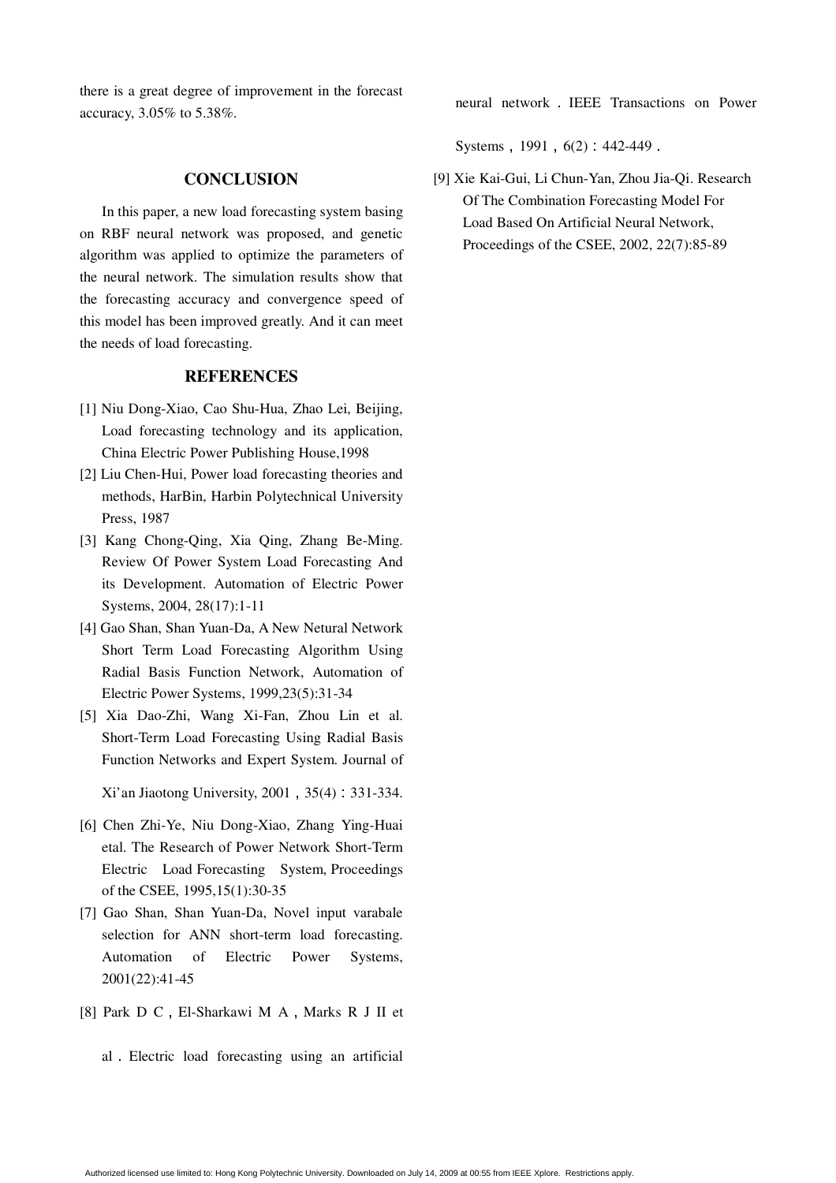there is a great degree of improvement in the forecast accuracy, 3.05% to 5.38%.

## CONCLUSION

In this paper, a new load forecasting system basing on RBF neural network was proposed, and genetic algorithm was applied to optimize the parameters of the neural network. The simulation results show that the forecasting accuracy and convergence speed of this model has been improved greatly. And it can meet the needs of load forecasting.

## REFERENCES

[1] Niu Dong-Xiao, Cao Shu-Hua, Zhao Lei, Beijing, Load forecasting technology and its application, China Electric Power Publishing House,1998

[2] Liu Chen-Hui, Power load forecasting theories and methods, HarBin, Harbin Polytechnical University Press, 1987

[3] Kang Chong-Qing, Xia Qing, Zhang Be-Ming. Review Of Power System Load Forecasting And its Development. Automation of Electric Power Systems, 2004, 28(17):1-11

[4] Gao Shan, Shan Yuan-Da, A New Netural Network Short Term Load Forecasting Algorithm Using Radial Basis Function Network, Automation of Electric Power Systems, 1999,23(5):31-34

[5] Xia Dao-Zhi, Wang Xi-Fan, Zhou Lin et al. Short-Term Load Forecasting Using Radial Basis Function Networks and Expert System. Journal of Xi'an Jiaotong University, 2001，35(4)：331-334.

[6] Chen Zhi-Ye, Niu Dong-Xiao, Zhang Ying-Huai etal. The Research of Power Network Short-Term Electric Load Forecasting System, Proceedings of the CSEE, 1995,15(1):30-35

[7] Gao Shan, Shan Yuan-Da, Novel input varabale selection for ANN short-term load forecasting. Automation of Electric Power Systems, 2001(22):41-45

[8] Park D C，El-Sharkawi M A，Marks R J II et al．Electric load forecasting using an artificial neural network．IEEE Transactions on Power Systems，1991，6(2)：442-449．

[9] Xie Kai-Gui, Li Chun-Yan, Zhou Jia-Qi. Research Of The Combination Forecasting Model For Load Based On Artificial Neural Network, Proceedings of the CSEE, 2002, 22(7):85-89